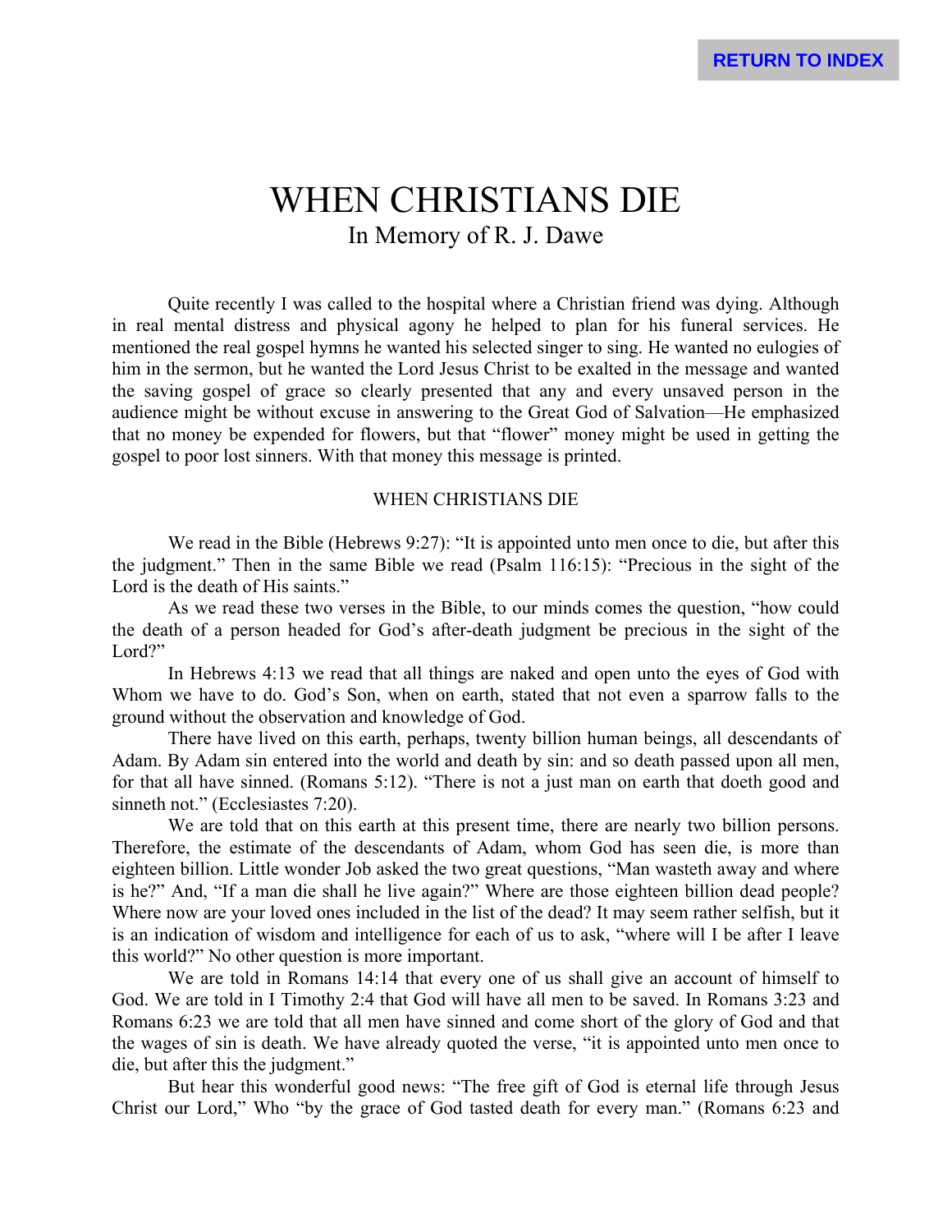# WHEN CHRISTIANS DIE

In Memory of R. J. Dawe

Quite recently I was called to the hospital where a Christian friend was dying. Although in real mental distress and physical agony he helped to plan for his funeral services. He mentioned the real gospel hymns he wanted his selected singer to sing. He wanted no eulogies of him in the sermon, but he wanted the Lord Jesus Christ to be exalted in the message and wanted the saving gospel of grace so clearly presented that any and every unsaved person in the audience might be without excuse in answering to the Great God of Salvation—He emphasized that no money be expended for flowers, but that "flower" money might be used in getting the gospel to poor lost sinners. With that money this message is printed.

## WHEN CHRISTIANS DIE

We read in the Bible (Hebrews 9:27): "It is appointed unto men once to die, but after this the judgment." Then in the same Bible we read (Psalm 116:15): "Precious in the sight of the Lord is the death of His saints."

As we read these two verses in the Bible, to our minds comes the question, "how could the death of a person headed for God's after-death judgment be precious in the sight of the Lord?"

In Hebrews 4:13 we read that all things are naked and open unto the eyes of God with Whom we have to do. God's Son, when on earth, stated that not even a sparrow falls to the ground without the observation and knowledge of God.

There have lived on this earth, perhaps, twenty billion human beings, all descendants of Adam. By Adam sin entered into the world and death by sin: and so death passed upon all men, for that all have sinned. (Romans 5:12). "There is not a just man on earth that doeth good and sinneth not." (Ecclesiastes 7:20).

We are told that on this earth at this present time, there are nearly two billion persons. Therefore, the estimate of the descendants of Adam, whom God has seen die, is more than eighteen billion. Little wonder Job asked the two great questions, "Man wasteth away and where is he?" And, "If a man die shall he live again?" Where are those eighteen billion dead people? Where now are your loved ones included in the list of the dead? It may seem rather selfish, but it is an indication of wisdom and intelligence for each of us to ask, "where will I be after I leave this world?" No other question is more important.

We are told in Romans 14:14 that every one of us shall give an account of himself to God. We are told in I Timothy 2:4 that God will have all men to be saved. In Romans 3:23 and Romans 6:23 we are told that all men have sinned and come short of the glory of God and that the wages of sin is death. We have already quoted the verse, "it is appointed unto men once to die, but after this the judgment."

But hear this wonderful good news: "The free gift of God is eternal life through Jesus Christ our Lord," Who "by the grace of God tasted death for every man." (Romans 6:23 and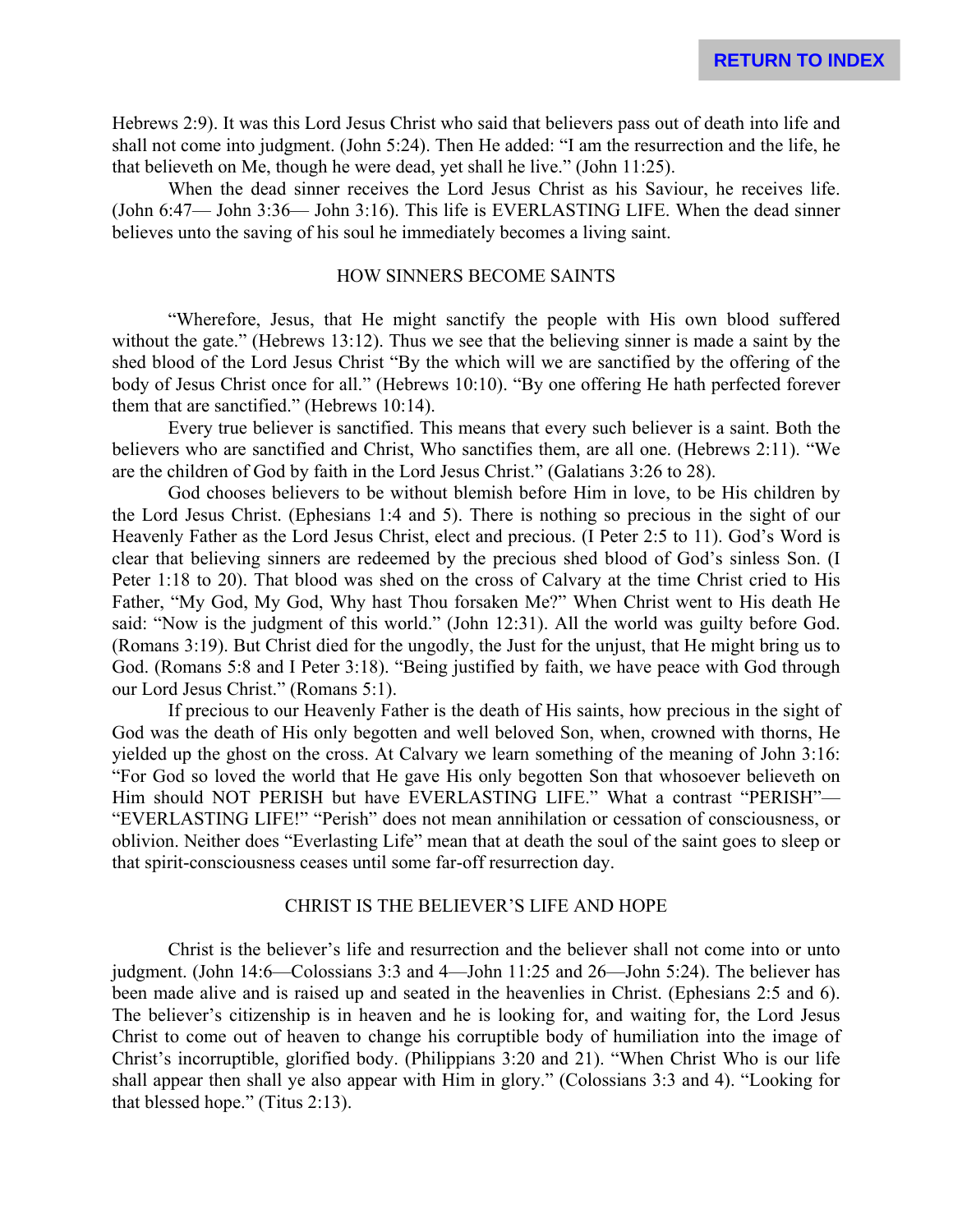Hebrews 2:9). It was this Lord Jesus Christ who said that believers pass out of death into life and shall not come into judgment. (John 5:24). Then He added: "I am the resurrection and the life, he that believeth on Me, though he were dead, yet shall he live." (John 11:25).

When the dead sinner receives the Lord Jesus Christ as his Saviour, he receives life. (John 6:47— John 3:36— John 3:16). This life is EVERLASTING LIFE. When the dead sinner believes unto the saving of his soul he immediately becomes a living saint.

## HOW SINNERS BECOME SAINTS

"Wherefore, Jesus, that He might sanctify the people with His own blood suffered without the gate." (Hebrews 13:12). Thus we see that the believing sinner is made a saint by the shed blood of the Lord Jesus Christ "By the which will we are sanctified by the offering of the body of Jesus Christ once for all." (Hebrews 10:10). "By one offering He hath perfected forever them that are sanctified." (Hebrews 10:14).

Every true believer is sanctified. This means that every such believer is a saint. Both the believers who are sanctified and Christ, Who sanctifies them, are all one. (Hebrews 2:11). "We are the children of God by faith in the Lord Jesus Christ." (Galatians 3:26 to 28).

God chooses believers to be without blemish before Him in love, to be His children by the Lord Jesus Christ. (Ephesians 1:4 and 5). There is nothing so precious in the sight of our Heavenly Father as the Lord Jesus Christ, elect and precious. (I Peter 2:5 to 11). God's Word is clear that believing sinners are redeemed by the precious shed blood of God's sinless Son. (I Peter 1:18 to 20). That blood was shed on the cross of Calvary at the time Christ cried to His Father, "My God, My God, Why hast Thou forsaken Me?" When Christ went to His death He said: "Now is the judgment of this world." (John 12:31). All the world was guilty before God. (Romans 3:19). But Christ died for the ungodly, the Just for the unjust, that He might bring us to God. (Romans 5:8 and I Peter 3:18). "Being justified by faith, we have peace with God through our Lord Jesus Christ." (Romans 5:1).

If precious to our Heavenly Father is the death of His saints, how precious in the sight of God was the death of His only begotten and well beloved Son, when, crowned with thorns, He yielded up the ghost on the cross. At Calvary we learn something of the meaning of John 3:16: "For God so loved the world that He gave His only begotten Son that whosoever believeth on Him should NOT PERISH but have EVERLASTING LIFE." What a contrast "PERISH"— "EVERLASTING LIFE!" "Perish" does not mean annihilation or cessation of consciousness, or oblivion. Neither does "Everlasting Life" mean that at death the soul of the saint goes to sleep or that spirit-consciousness ceases until some far-off resurrection day.

## CHRIST IS THE BELIEVER'S LIFE AND HOPE

Christ is the believer's life and resurrection and the believer shall not come into or unto judgment. (John 14:6—Colossians 3:3 and 4—John 11:25 and 26—John 5:24). The believer has been made alive and is raised up and seated in the heavenlies in Christ. (Ephesians 2:5 and 6). The believer's citizenship is in heaven and he is looking for, and waiting for, the Lord Jesus Christ to come out of heaven to change his corruptible body of humiliation into the image of Christ's incorruptible, glorified body. (Philippians 3:20 and 21). "When Christ Who is our life shall appear then shall ye also appear with Him in glory." (Colossians 3:3 and 4). "Looking for that blessed hope." (Titus 2:13).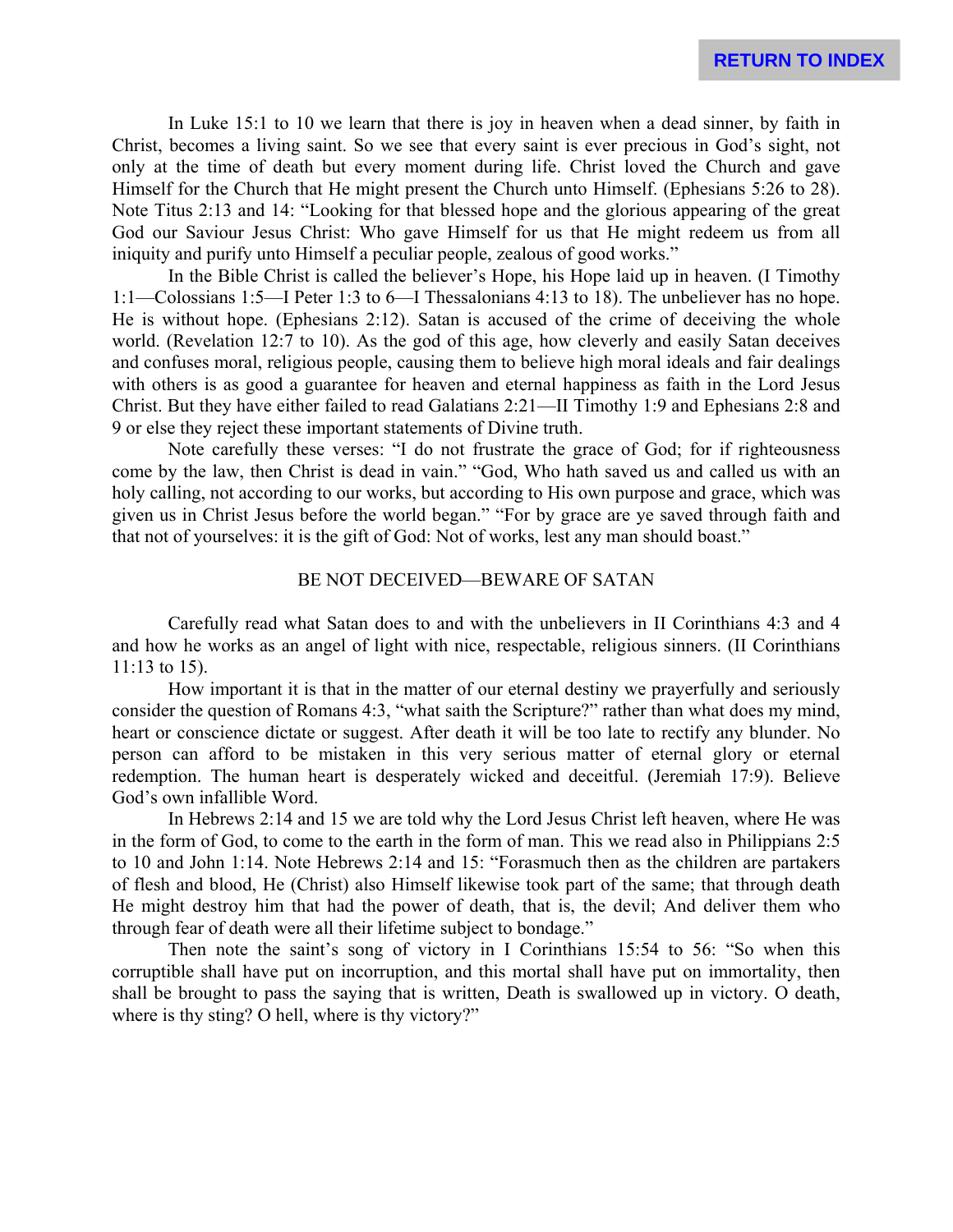In Luke 15:1 to 10 we learn that there is joy in heaven when a dead sinner, by faith in Christ, becomes a living saint. So we see that every saint is ever precious in God's sight, not only at the time of death but every moment during life. Christ loved the Church and gave Himself for the Church that He might present the Church unto Himself. (Ephesians 5:26 to 28). Note Titus 2:13 and 14: "Looking for that blessed hope and the glorious appearing of the great God our Saviour Jesus Christ: Who gave Himself for us that He might redeem us from all iniquity and purify unto Himself a peculiar people, zealous of good works."

In the Bible Christ is called the believer's Hope, his Hope laid up in heaven. (I Timothy 1:1—Colossians 1:5—I Peter 1:3 to 6—I Thessalonians 4:13 to 18). The unbeliever has no hope. He is without hope. (Ephesians 2:12). Satan is accused of the crime of deceiving the whole world. (Revelation 12:7 to 10). As the god of this age, how cleverly and easily Satan deceives and confuses moral, religious people, causing them to believe high moral ideals and fair dealings with others is as good a guarantee for heaven and eternal happiness as faith in the Lord Jesus Christ. But they have either failed to read Galatians 2:21—II Timothy 1:9 and Ephesians 2:8 and 9 or else they reject these important statements of Divine truth.

Note carefully these verses: "I do not frustrate the grace of God; for if righteousness come by the law, then Christ is dead in vain." "God, Who hath saved us and called us with an holy calling, not according to our works, but according to His own purpose and grace, which was given us in Christ Jesus before the world began." "For by grace are ye saved through faith and that not of yourselves: it is the gift of God: Not of works, lest any man should boast."

## BE NOT DECEIVED—BEWARE OF SATAN

Carefully read what Satan does to and with the unbelievers in II Corinthians 4:3 and 4 and how he works as an angel of light with nice, respectable, religious sinners. (II Corinthians 11:13 to 15).

How important it is that in the matter of our eternal destiny we prayerfully and seriously consider the question of Romans 4:3, "what saith the Scripture?" rather than what does my mind, heart or conscience dictate or suggest. After death it will be too late to rectify any blunder. No person can afford to be mistaken in this very serious matter of eternal glory or eternal redemption. The human heart is desperately wicked and deceitful. (Jeremiah 17:9). Believe God's own infallible Word.

In Hebrews 2:14 and 15 we are told why the Lord Jesus Christ left heaven, where He was in the form of God, to come to the earth in the form of man. This we read also in Philippians 2:5 to 10 and John 1:14. Note Hebrews 2:14 and 15: "Forasmuch then as the children are partakers of flesh and blood, He (Christ) also Himself likewise took part of the same; that through death He might destroy him that had the power of death, that is, the devil; And deliver them who through fear of death were all their lifetime subject to bondage."

Then note the saint's song of victory in I Corinthians 15:54 to 56: "So when this corruptible shall have put on incorruption, and this mortal shall have put on immortality, then shall be brought to pass the saying that is written, Death is swallowed up in victory. O death, where is thy sting? O hell, where is thy victory?"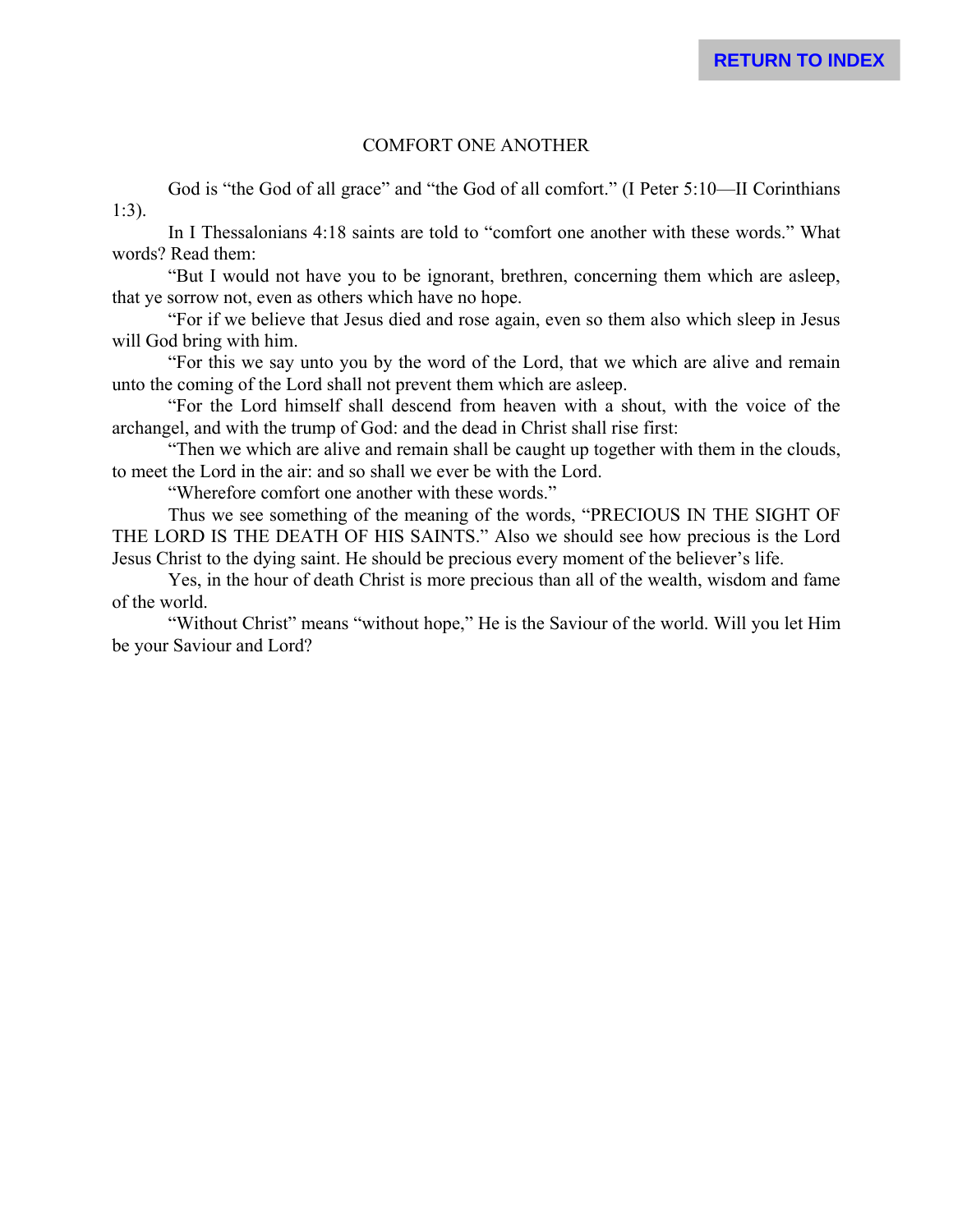RETURN TO INDEX

# COMFORT ONE ANOTHER

God is "the God of all grace" and "the God of all comfort." (I Peter 5:10—II Corinthians 1:3).

In I Thessalonians 4:18 saints are told to "comfort one another with these words." What words? Read them:

"But I would not have you to be ignorant, brethren, concerning them which are asleep, that ye sorrow not, even as others which have no hope.

"For if we believe that Jesus died and rose again, even so them also which sleep in Jesus will God bring with him.

"For this we say unto you by the word of the Lord, that we which are alive and remain unto the coming of the Lord shall not prevent them which are asleep.

"For the Lord himself shall descend from heaven with a shout, with the voice of the archangel, and with the trump of God: and the dead in Christ shall rise first:

"Then we which are alive and remain shall be caught up together with them in the clouds, to meet the Lord in the air: and so shall we ever be with the Lord.

"Wherefore comfort one another with these words."

Thus we see something of the meaning of the words, "PRECIOUS IN THE SIGHT OF THE LORD IS THE DEATH OF HIS SAINTS." Also we should see how precious is the Lord Jesus Christ to the dying saint. He should be precious every moment of the believer's life.

Yes, in the hour of death Christ is more precious than all of the wealth, wisdom and fame of the world.

"Without Christ" means "without hope," He is the Saviour of the world. Will you let Him be your Saviour and Lord?